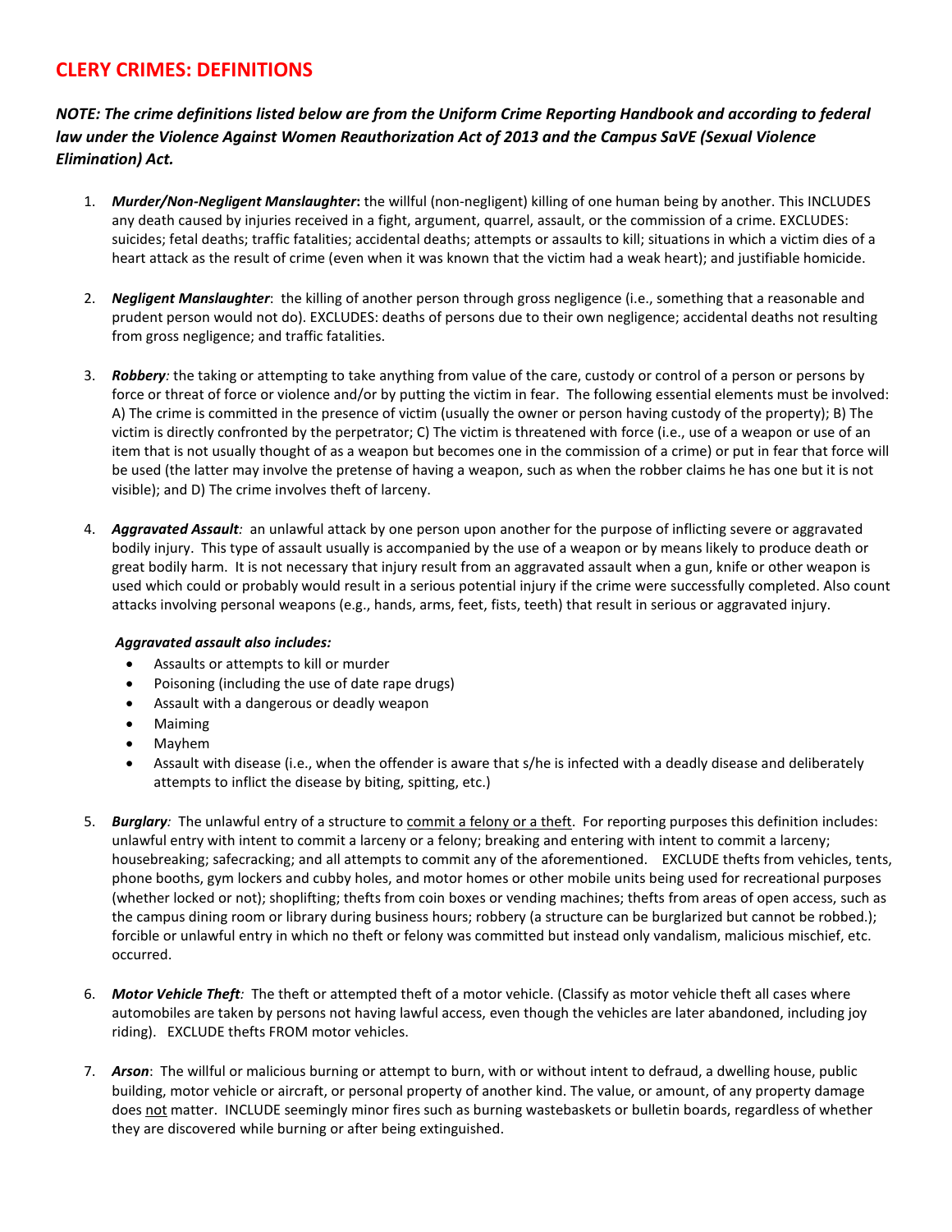# CLERY CRIMES: DEFINITIONS

***NOTE: The crime definitions listed below are from the Uniform Crime Reporting Handbook and according to federal law under the Violence Against Women Reauthorization Act of 2013 and the Campus SaVE (Sexual Violence Elimination) Act.***

1. ***Murder/Non-Negligent Manslaughter*:** the willful (non-negligent) killing of one human being by another. This INCLUDES any death caused by injuries received in a fight, argument, quarrel, assault, or the commission of a crime. EXCLUDES: suicides; fetal deaths; traffic fatalities; accidental deaths; attempts or assaults to kill; situations in which a victim dies of a heart attack as the result of crime (even when it was known that the victim had a weak heart); and justifiable homicide.

2. ***Negligent Manslaughter***: the killing of another person through gross negligence (i.e., something that a reasonable and prudent person would not do). EXCLUDES: deaths of persons due to their own negligence; accidental deaths not resulting from gross negligence; and traffic fatalities.

3. ***Robbery****:* the taking or attempting to take anything from value of the care, custody or control of a person or persons by force or threat of force or violence and/or by putting the victim in fear. The following essential elements must be involved: A) The crime is committed in the presence of victim (usually the owner or person having custody of the property); B) The victim is directly confronted by the perpetrator; C) The victim is threatened with force (i.e., use of a weapon or use of an item that is not usually thought of as a weapon but becomes one in the commission of a crime) or put in fear that force will be used (the latter may involve the pretense of having a weapon, such as when the robber claims he has one but it is not visible); and D) The crime involves theft of larceny.

4. ***Aggravated Assault****:* an unlawful attack by one person upon another for the purpose of inflicting severe or aggravated bodily injury. This type of assault usually is accompanied by the use of a weapon or by means likely to produce death or great bodily harm. It is not necessary that injury result from an aggravated assault when a gun, knife or other weapon is used which could or probably would result in a serious potential injury if the crime were successfully completed. Also count attacks involving personal weapons (e.g., hands, arms, feet, fists, teeth) that result in serious or aggravated injury.

   ***Aggravated assault also includes:***
   - Assaults or attempts to kill or murder
   - Poisoning (including the use of date rape drugs)
   - Assault with a dangerous or deadly weapon
   - Maiming
   - Mayhem
   - Assault with disease (i.e., when the offender is aware that s/he is infected with a deadly disease and deliberately attempts to inflict the disease by biting, spitting, etc.)

5. ***Burglary****:* The unlawful entry of a structure to <u>commit a felony or a theft</u>. For reporting purposes this definition includes: unlawful entry with intent to commit a larceny or a felony; breaking and entering with intent to commit a larceny; housebreaking; safecracking; and all attempts to commit any of the aforementioned. EXCLUDE thefts from vehicles, tents, phone booths, gym lockers and cubby holes, and motor homes or other mobile units being used for recreational purposes (whether locked or not); shoplifting; thefts from coin boxes or vending machines; thefts from areas of open access, such as the campus dining room or library during business hours; robbery (a structure can be burglarized but cannot be robbed.); forcible or unlawful entry in which no theft or felony was committed but instead only vandalism, malicious mischief, etc. occurred.

6. ***Motor Vehicle Theft****:* The theft or attempted theft of a motor vehicle. (Classify as motor vehicle theft all cases where automobiles are taken by persons not having lawful access, even though the vehicles are later abandoned, including joy riding). EXCLUDE thefts FROM motor vehicles.

7. ***Arson***: The willful or malicious burning or attempt to burn, with or without intent to defraud, a dwelling house, public building, motor vehicle or aircraft, or personal property of another kind. The value, or amount, of any property damage does <u>not</u> matter. INCLUDE seemingly minor fires such as burning wastebaskets or bulletin boards, regardless of whether they are discovered while burning or after being extinguished.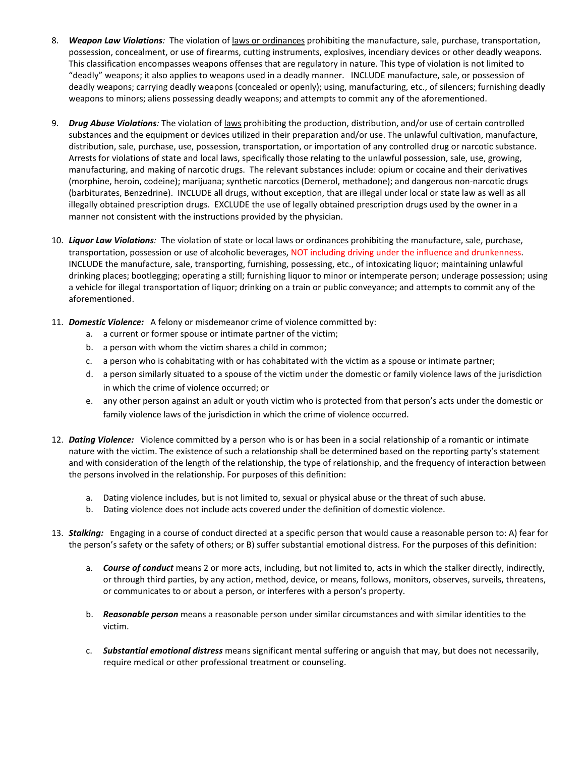8. ***Weapon Law Violations:*** The violation of <u>laws or ordinances</u> prohibiting the manufacture, sale, purchase, transportation, possession, concealment, or use of firearms, cutting instruments, explosives, incendiary devices or other deadly weapons. This classification encompasses weapons offenses that are regulatory in nature. This type of violation is not limited to "deadly" weapons; it also applies to weapons used in a deadly manner. INCLUDE manufacture, sale, or possession of deadly weapons; carrying deadly weapons (concealed or openly); using, manufacturing, etc., of silencers; furnishing deadly weapons to minors; aliens possessing deadly weapons; and attempts to commit any of the aforementioned.

9. ***Drug Abuse Violations:*** The violation of <u>laws</u> prohibiting the production, distribution, and/or use of certain controlled substances and the equipment or devices utilized in their preparation and/or use. The unlawful cultivation, manufacture, distribution, sale, purchase, use, possession, transportation, or importation of any controlled drug or narcotic substance. Arrests for violations of state and local laws, specifically those relating to the unlawful possession, sale, use, growing, manufacturing, and making of narcotic drugs. The relevant substances include: opium or cocaine and their derivatives (morphine, heroin, codeine); marijuana; synthetic narcotics (Demerol, methadone); and dangerous non-narcotic drugs (barbiturates, Benzedrine). INCLUDE all drugs, without exception, that are illegal under local or state law as well as all illegally obtained prescription drugs. EXCLUDE the use of legally obtained prescription drugs used by the owner in a manner not consistent with the instructions provided by the physician.

10. ***Liquor Law Violations:*** The violation of <u>state or local laws or ordinances</u> prohibiting the manufacture, sale, purchase, transportation, possession or use of alcoholic beverages, NOT including driving under the influence and drunkenness. INCLUDE the manufacture, sale, transporting, furnishing, possessing, etc., of intoxicating liquor; maintaining unlawful drinking places; bootlegging; operating a still; furnishing liquor to minor or intemperate person; underage possession; using a vehicle for illegal transportation of liquor; drinking on a train or public conveyance; and attempts to commit any of the aforementioned.

11. ***Domestic Violence:*** A felony or misdemeanor crime of violence committed by:
    a. a current or former spouse or intimate partner of the victim;
    b. a person with whom the victim shares a child in common;
    c. a person who is cohabitating with or has cohabitated with the victim as a spouse or intimate partner;
    d. a person similarly situated to a spouse of the victim under the domestic or family violence laws of the jurisdiction in which the crime of violence occurred; or
    e. any other person against an adult or youth victim who is protected from that person's acts under the domestic or family violence laws of the jurisdiction in which the crime of violence occurred.

12. ***Dating Violence:*** Violence committed by a person who is or has been in a social relationship of a romantic or intimate nature with the victim. The existence of such a relationship shall be determined based on the reporting party's statement and with consideration of the length of the relationship, the type of relationship, and the frequency of interaction between the persons involved in the relationship. For purposes of this definition:

    a. Dating violence includes, but is not limited to, sexual or physical abuse or the threat of such abuse.
    b. Dating violence does not include acts covered under the definition of domestic violence.

13. ***Stalking:*** Engaging in a course of conduct directed at a specific person that would cause a reasonable person to: A) fear for the person's safety or the safety of others; or B) suffer substantial emotional distress. For the purposes of this definition:

    a. ***Course of conduct*** means 2 or more acts, including, but not limited to, acts in which the stalker directly, indirectly, or through third parties, by any action, method, device, or means, follows, monitors, observes, surveils, threatens, or communicates to or about a person, or interferes with a person's property.

    b. ***Reasonable person*** means a reasonable person under similar circumstances and with similar identities to the victim.

    c. ***Substantial emotional distress*** means significant mental suffering or anguish that may, but does not necessarily, require medical or other professional treatment or counseling.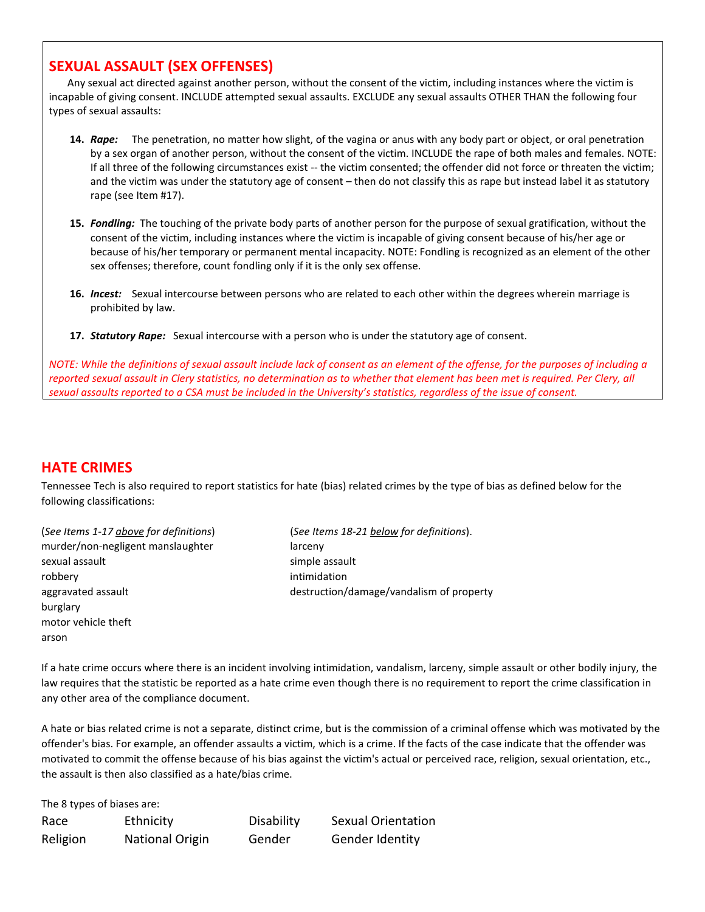## SEXUAL ASSAULT (SEX OFFENSES)

Any sexual act directed against another person, without the consent of the victim, including instances where the victim is incapable of giving consent. INCLUDE attempted sexual assaults. EXCLUDE any sexual assaults OTHER THAN the following four types of sexual assaults:

14. ***Rape:*** The penetration, no matter how slight, of the vagina or anus with any body part or object, or oral penetration by a sex organ of another person, without the consent of the victim. INCLUDE the rape of both males and females. NOTE: If all three of the following circumstances exist -- the victim consented; the offender did not force or threaten the victim; and the victim was under the statutory age of consent – then do not classify this as rape but instead label it as statutory rape (see Item #17).

15. ***Fondling:*** The touching of the private body parts of another person for the purpose of sexual gratification, without the consent of the victim, including instances where the victim is incapable of giving consent because of his/her age or because of his/her temporary or permanent mental incapacity. NOTE: Fondling is recognized as an element of the other sex offenses; therefore, count fondling only if it is the only sex offense.

16. ***Incest:*** Sexual intercourse between persons who are related to each other within the degrees wherein marriage is prohibited by law.

17. ***Statutory Rape:*** Sexual intercourse with a person who is under the statutory age of consent.

*NOTE: While the definitions of sexual assault include lack of consent as an element of the offense, for the purposes of including a reported sexual assault in Clery statistics, no determination as to whether that element has been met is required. Per Clery, all sexual assaults reported to a CSA must be included in the University's statistics, regardless of the issue of consent.*

## HATE CRIMES

Tennessee Tech is also required to report statistics for hate (bias) related crimes by the type of bias as defined below for the following classifications:

(*See Items 1-17 above for definitions*)
- murder/non-negligent manslaughter
- sexual assault
- robbery
- aggravated assault
- burglary
- motor vehicle theft
- arson

(*See Items 18-21 below for definitions*).
- larceny
- simple assault
- intimidation
- destruction/damage/vandalism of property

If a hate crime occurs where there is an incident involving intimidation, vandalism, larceny, simple assault or other bodily injury, the law requires that the statistic be reported as a hate crime even though there is no requirement to report the crime classification in any other area of the compliance document.

A hate or bias related crime is not a separate, distinct crime, but is the commission of a criminal offense which was motivated by the offender's bias. For example, an offender assaults a victim, which is a crime. If the facts of the case indicate that the offender was motivated to commit the offense because of his bias against the victim's actual or perceived race, religion, sexual orientation, etc., the assault is then also classified as a hate/bias crime.

The 8 types of biases are:

| | | | |
|---|---|---|---|
| Race | Ethnicity | Disability | Sexual Orientation |
| Religion | National Origin | Gender | Gender Identity |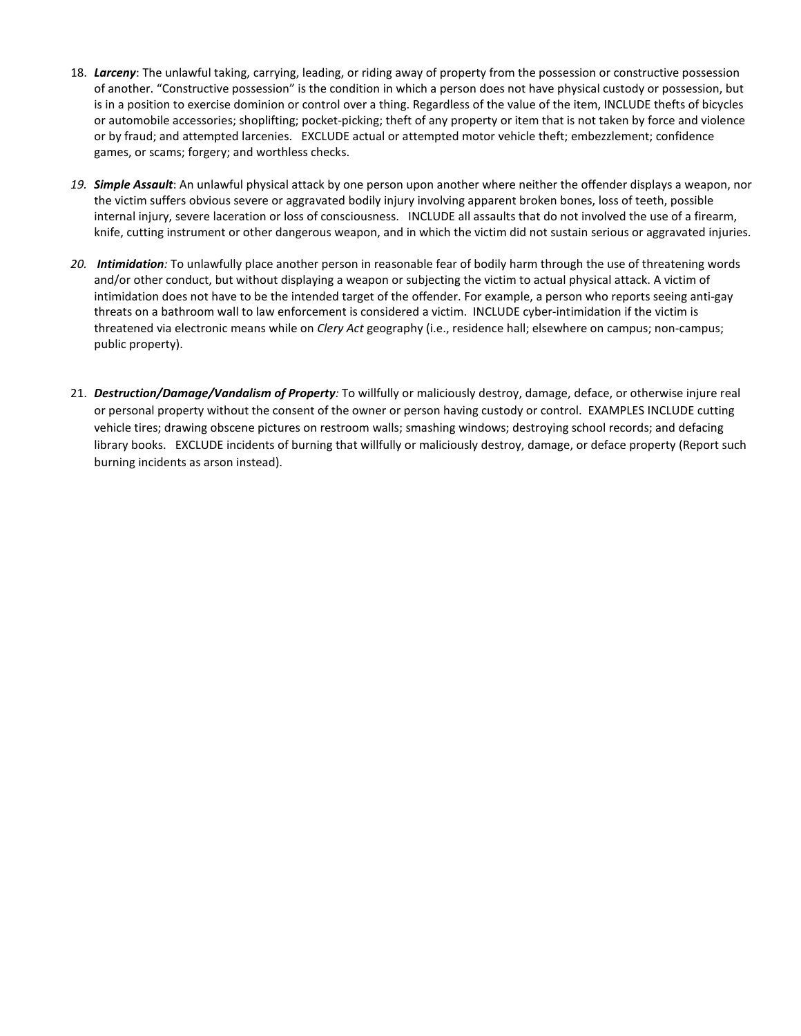18. ***Larceny***: The unlawful taking, carrying, leading, or riding away of property from the possession or constructive possession of another. "Constructive possession" is the condition in which a person does not have physical custody or possession, but is in a position to exercise dominion or control over a thing. Regardless of the value of the item, INCLUDE thefts of bicycles or automobile accessories; shoplifting; pocket-picking; theft of any property or item that is not taken by force and violence or by fraud; and attempted larcenies. EXCLUDE actual or attempted motor vehicle theft; embezzlement; confidence games, or scams; forgery; and worthless checks.

19. ***Simple Assault***: An unlawful physical attack by one person upon another where neither the offender displays a weapon, nor the victim suffers obvious severe or aggravated bodily injury involving apparent broken bones, loss of teeth, possible internal injury, severe laceration or loss of consciousness. INCLUDE all assaults that do not involved the use of a firearm, knife, cutting instrument or other dangerous weapon, and in which the victim did not sustain serious or aggravated injuries.

20. ***Intimidation****:* To unlawfully place another person in reasonable fear of bodily harm through the use of threatening words and/or other conduct, but without displaying a weapon or subjecting the victim to actual physical attack. A victim of intimidation does not have to be the intended target of the offender. For example, a person who reports seeing anti-gay threats on a bathroom wall to law enforcement is considered a victim. INCLUDE cyber-intimidation if the victim is threatened via electronic means while on *Clery Act* geography (i.e., residence hall; elsewhere on campus; non-campus; public property).

21. ***Destruction/Damage/Vandalism of Property****:* To willfully or maliciously destroy, damage, deface, or otherwise injure real or personal property without the consent of the owner or person having custody or control. EXAMPLES INCLUDE cutting vehicle tires; drawing obscene pictures on restroom walls; smashing windows; destroying school records; and defacing library books. EXCLUDE incidents of burning that willfully or maliciously destroy, damage, or deface property (Report such burning incidents as arson instead).